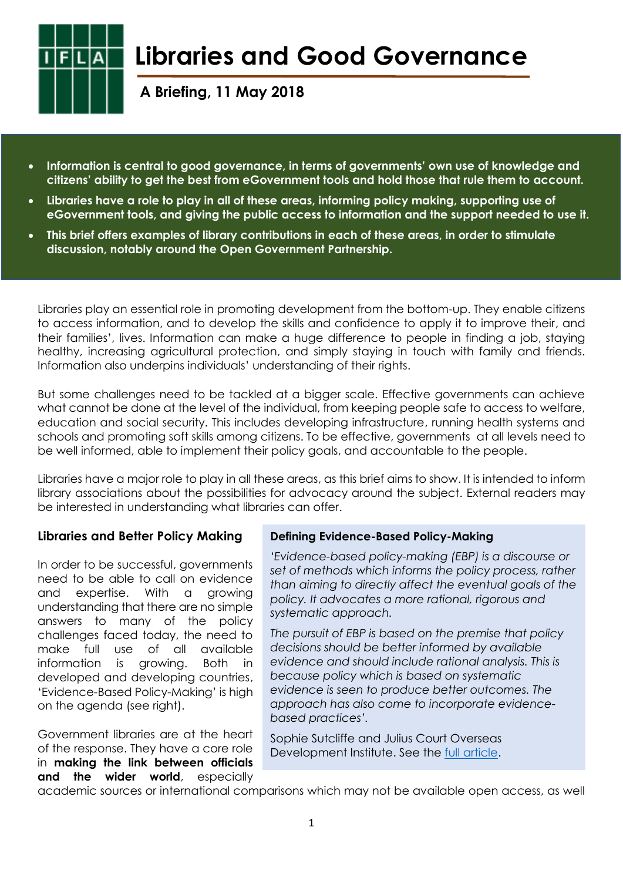# Libraries and Good Governance

**A Briefing, 11 May 2018**

- **Information is central to good governance, in terms of governments' own use of knowledge and citizens' ability to get the best from eGovernment tools and hold those that rule them to account.**
- **Libraries have a role to play in all of these areas, informing policy making, supporting use of eGovernment tools, and giving the public access to information and the support needed to use it.**
- **This brief offers examples of library contributions in each of these areas, in order to stimulate discussion, notably around the Open Government Partnership.**

Libraries play an essential role in promoting development from the bottom-up. They enable citizens to access information, and to develop the skills and confidence to apply it to improve their, and their families', lives. Information can make a huge difference to people in finding a job, staying healthy, increasing agricultural protection, and simply staying in touch with family and friends. Information also underpins individuals' understanding of their rights.

But some challenges need to be tackled at a bigger scale. Effective governments can achieve what cannot be done at the level of the individual, from keeping people safe to access to welfare, education and social security. This includes developing infrastructure, running health systems and schools and promoting soft skills among citizens. To be effective, governments at all levels need to be well informed, able to implement their policy goals, and accountable to the people.

Libraries have a major role to play in all these areas, as this brief aims to show. It is intended to inform library associations about the possibilities for advocacy around the subject. External readers may be interested in understanding what libraries can offer.

### Libraries and Better Policy Making

In order to be successful, governments need to be able to call on evidence and expertise. With a growing understanding that there are no simple answers to many of the policy challenges faced today, the need to make full use of all available information is growing. Both in developed and developing countries, 'Evidence-Based Policy-Making' is high on the agenda (see right).

> **Defining Evidence-Based Policy-Making**
>
> *'Evidence-based policy-making (EBP) is a discourse or set of methods which informs the policy process, rather than aiming to directly affect the eventual goals of the policy. It advocates a more rational, rigorous and systematic approach.*
>
> *The pursuit of EBP is based on the premise that policy decisions should be better informed by available evidence and should include rational analysis. This is because policy which is based on systematic evidence is seen to produce better outcomes. The approach has also come to incorporate evidence-based practices'.*
>
> Sophie Sutcliffe and Julius Court Overseas Development Institute. See the [full article](#).

Government libraries are at the heart of the response. They have a core role in **making the link between officials and the wider world**, especially academic sources or international comparisons which may not be available open access, as well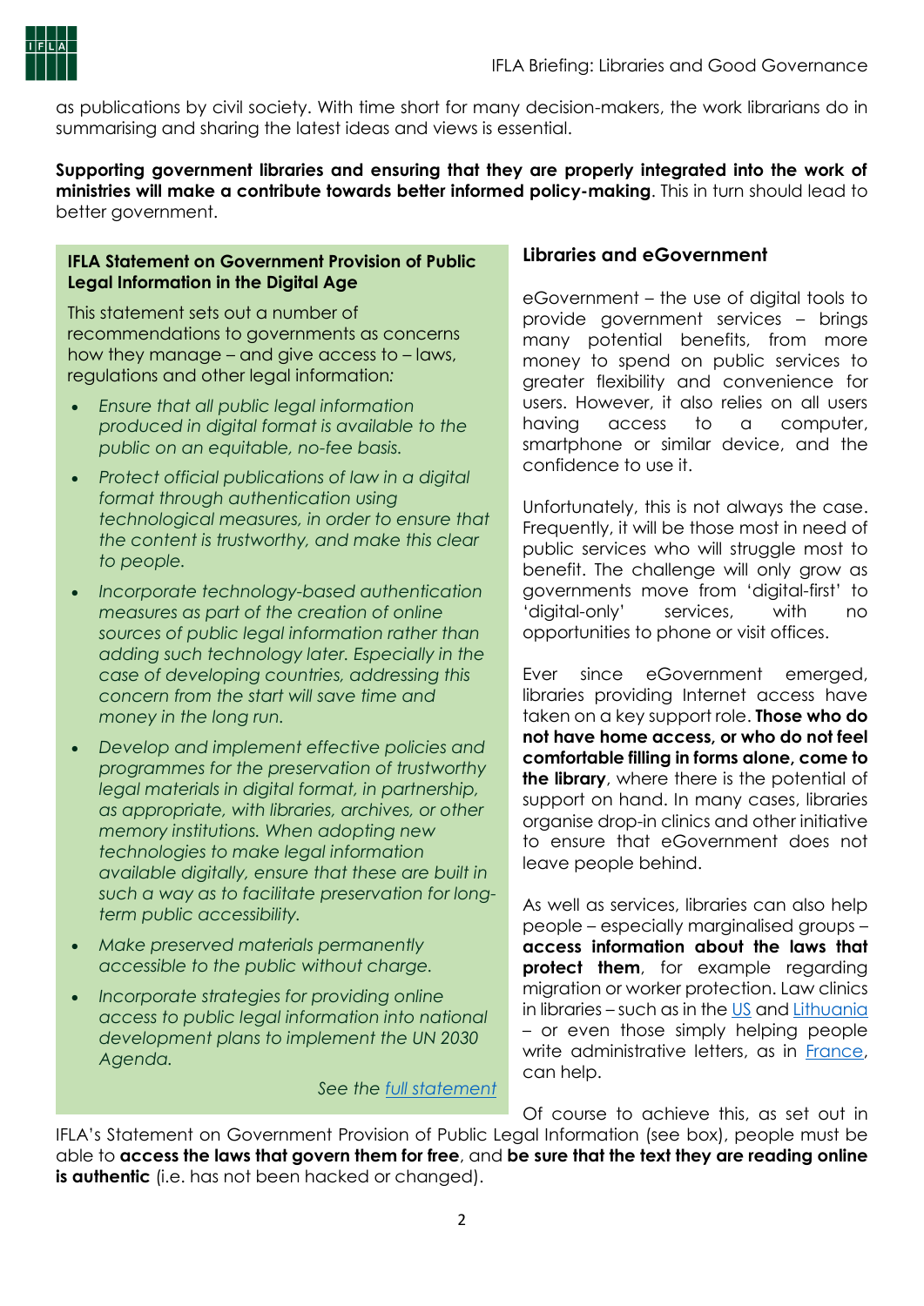as publications by civil society. With time short for many decision-makers, the work librarians do in summarising and sharing the latest ideas and views is essential.

**Supporting government libraries and ensuring that they are properly integrated into the work of ministries will make a contribute towards better informed policy-making**. This in turn should lead to better government.

> **IFLA Statement on Government Provision of Public Legal Information in the Digital Age**
>
> This statement sets out a number of recommendations to governments as concerns how they manage – and give access to – laws, regulations and other legal information:
>
> - *Ensure that all public legal information produced in digital format is available to the public on an equitable, no-fee basis.*
> - *Protect official publications of law in a digital format through authentication using technological measures, in order to ensure that the content is trustworthy, and make this clear to people.*
> - *Incorporate technology-based authentication measures as part of the creation of online sources of public legal information rather than adding such technology later. Especially in the case of developing countries, addressing this concern from the start will save time and money in the long run.*
> - *Develop and implement effective policies and programmes for the preservation of trustworthy legal materials in digital format, in partnership, as appropriate, with libraries, archives, or other memory institutions. When adopting new technologies to make legal information available digitally, ensure that these are built in such a way as to facilitate preservation for long-term public accessibility.*
> - *Make preserved materials permanently accessible to the public without charge.*
> - *Incorporate strategies for providing online access to public legal information into national development plans to implement the UN 2030 Agenda.*
>
> *See the full statement*

### Libraries and eGovernment

eGovernment – the use of digital tools to provide government services – brings many potential benefits, from more money to spend on public services to greater flexibility and convenience for users. However, it also relies on all users having access to a computer, smartphone or similar device, and the confidence to use it.

Unfortunately, this is not always the case. Frequently, it will be those most in need of public services who will struggle most to benefit. The challenge will only grow as governments move from 'digital-first' to 'digital-only' services, with no opportunities to phone or visit offices.

Ever since eGovernment emerged, libraries providing Internet access have taken on a key support role. **Those who do not have home access, or who do not feel comfortable filling in forms alone, come to the library**, where there is the potential of support on hand. In many cases, libraries organise drop-in clinics and other initiative to ensure that eGovernment does not leave people behind.

As well as services, libraries can also help people – especially marginalised groups – **access information about the laws that protect them**, for example regarding migration or worker protection. Law clinics in libraries – such as in the US and Lithuania – or even those simply helping people write administrative letters, as in France, can help.

Of course to achieve this, as set out in IFLA's Statement on Government Provision of Public Legal Information (see box), people must be able to **access the laws that govern them for free**, and **be sure that the text they are reading online is authentic** (i.e. has not been hacked or changed).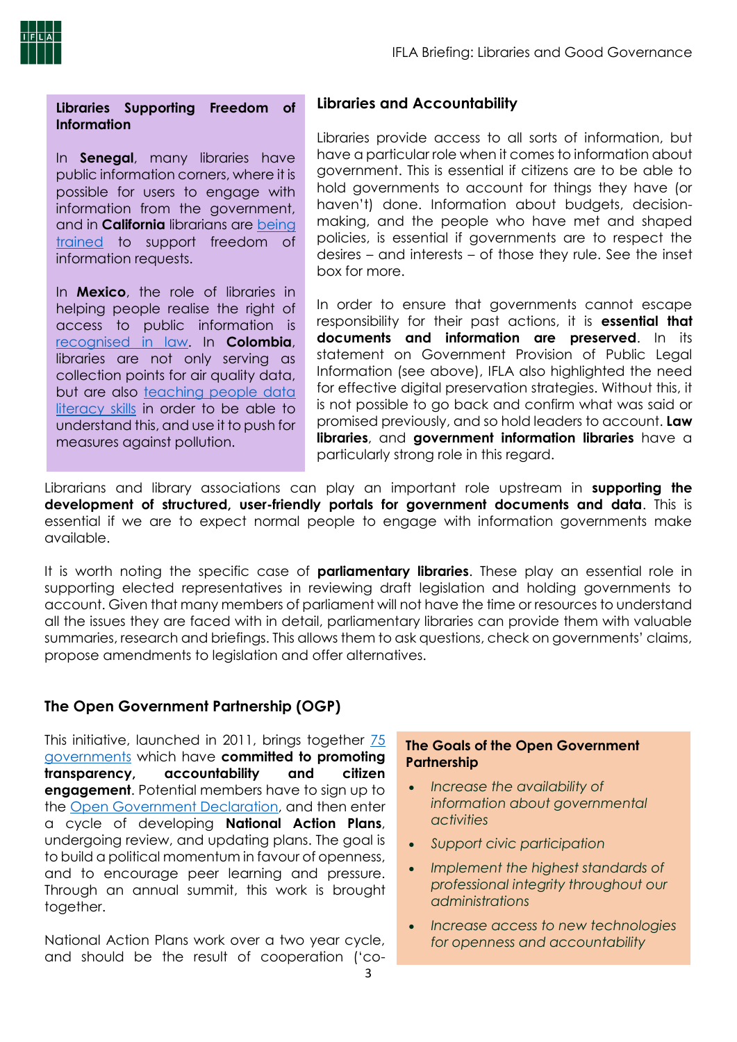**Libraries Supporting Freedom of Information**

In **Senegal**, many libraries have public information corners, where it is possible for users to engage with information from the government, and in **California** librarians are being trained to support freedom of information requests.

In **Mexico**, the role of libraries in helping people realise the right of access to public information is recognised in law. In **Colombia**, libraries are not only serving as collection points for air quality data, but are also teaching people data literacy skills in order to be able to understand this, and use it to push for measures against pollution.

## Libraries and Accountability

Libraries provide access to all sorts of information, but have a particular role when it comes to information about government. This is essential if citizens are to be able to hold governments to account for things they have (or haven't) done. Information about budgets, decision-making, and the people who have met and shaped policies, is essential if governments are to respect the desires – and interests – of those they rule. See the inset box for more.

In order to ensure that governments cannot escape responsibility for their past actions, it is **essential that documents and information are preserved**. In its statement on Government Provision of Public Legal Information (see above), IFLA also highlighted the need for effective digital preservation strategies. Without this, it is not possible to go back and confirm what was said or promised previously, and so hold leaders to account. **Law libraries**, and **government information libraries** have a particularly strong role in this regard.

Librarians and library associations can play an important role upstream in **supporting the development of structured, user-friendly portals for government documents and data**. This is essential if we are to expect normal people to engage with information governments make available.

It is worth noting the specific case of **parliamentary libraries**. These play an essential role in supporting elected representatives in reviewing draft legislation and holding governments to account. Given that many members of parliament will not have the time or resources to understand all the issues they are faced with in detail, parliamentary libraries can provide them with valuable summaries, research and briefings. This allows them to ask questions, check on governments' claims, propose amendments to legislation and offer alternatives.

## The Open Government Partnership (OGP)

This initiative, launched in 2011, brings together 75 governments which have **committed to promoting transparency, accountability and citizen engagement**. Potential members have to sign up to the Open Government Declaration, and then enter a cycle of developing **National Action Plans**, undergoing review, and updating plans. The goal is to build a political momentum in favour of openness, and to encourage peer learning and pressure. Through an annual summit, this work is brought together.

National Action Plans work over a two year cycle, and should be the result of cooperation ('co-

**The Goals of the Open Government Partnership**

- *Increase the availability of information about governmental activities*
- *Support civic participation*
- *Implement the highest standards of professional integrity throughout our administrations*
- *Increase access to new technologies for openness and accountability*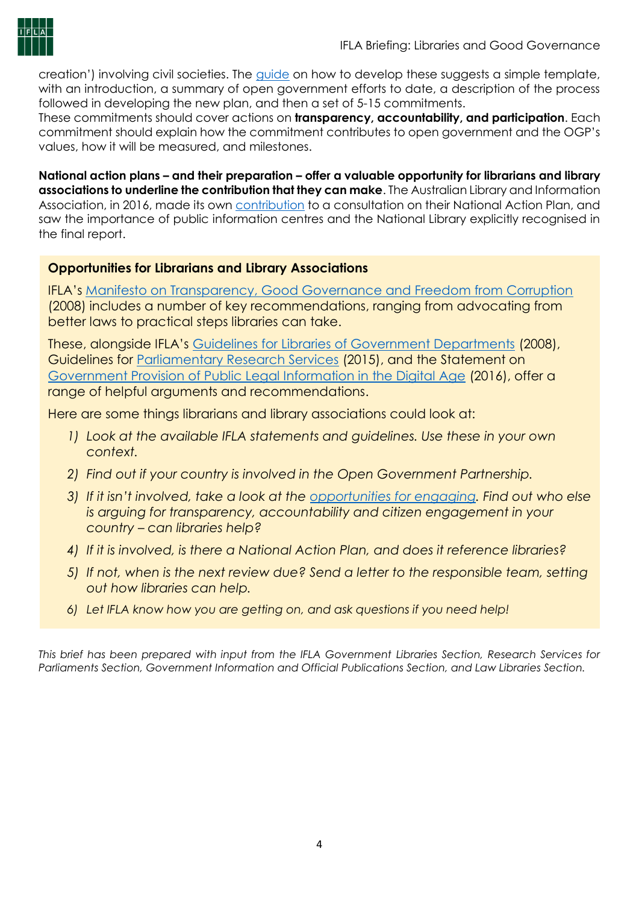creation') involving civil societies. The guide on how to develop these suggests a simple template, with an introduction, a summary of open government efforts to date, a description of the process followed in developing the new plan, and then a set of 5-15 commitments.
These commitments should cover actions on **transparency, accountability, and participation**. Each commitment should explain how the commitment contributes to open government and the OGP's values, how it will be measured, and milestones.

**National action plans – and their preparation – offer a valuable opportunity for librarians and library associations to underline the contribution that they can make**. The Australian Library and Information Association, in 2016, made its own contribution to a consultation on their National Action Plan, and saw the importance of public information centres and the National Library explicitly recognised in the final report.

### Opportunities for Librarians and Library Associations

IFLA's Manifesto on Transparency, Good Governance and Freedom from Corruption (2008) includes a number of key recommendations, ranging from advocating from better laws to practical steps libraries can take.

These, alongside IFLA's Guidelines for Libraries of Government Departments (2008), Guidelines for Parliamentary Research Services (2015), and the Statement on Government Provision of Public Legal Information in the Digital Age (2016), offer a range of helpful arguments and recommendations.

Here are some things librarians and library associations could look at:

1) *Look at the available IFLA statements and guidelines. Use these in your own context.*
2) *Find out if your country is involved in the Open Government Partnership.*
3) *If it isn't involved, take a look at the opportunities for engaging. Find out who else is arguing for transparency, accountability and citizen engagement in your country – can libraries help?*
4) *If it is involved, is there a National Action Plan, and does it reference libraries?*
5) *If not, when is the next review due? Send a letter to the responsible team, setting out how libraries can help.*
6) *Let IFLA know how you are getting on, and ask questions if you need help!*

*This brief has been prepared with input from the IFLA Government Libraries Section, Research Services for Parliaments Section, Government Information and Official Publications Section, and Law Libraries Section.*